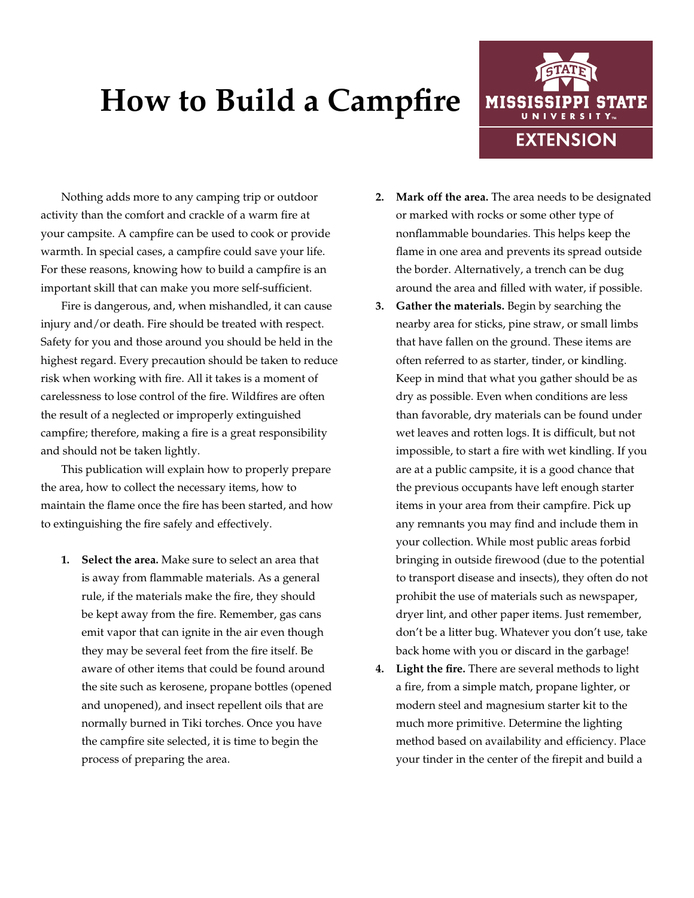# How to Build a Campfire

MISSISSIPPI STATE UNIVERSITY EXTENSION

Nothing adds more to any camping trip or outdoor activity than the comfort and crackle of a warm fire at your campsite. A campfire can be used to cook or provide warmth. In special cases, a campfire could save your life. For these reasons, knowing how to build a campfire is an important skill that can make you more self-sufficient.

Fire is dangerous, and, when mishandled, it can cause injury and/or death. Fire should be treated with respect. Safety for you and those around you should be held in the highest regard. Every precaution should be taken to reduce risk when working with fire. All it takes is a moment of carelessness to lose control of the fire. Wildfires are often the result of a neglected or improperly extinguished campfire; therefore, making a fire is a great responsibility and should not be taken lightly.

This publication will explain how to properly prepare the area, how to collect the necessary items, how to maintain the flame once the fire has been started, and how to extinguishing the fire safely and effectively.

1. **Select the area.** Make sure to select an area that is away from flammable materials. As a general rule, if the materials make the fire, they should be kept away from the fire. Remember, gas cans emit vapor that can ignite in the air even though they may be several feet from the fire itself. Be aware of other items that could be found around the site such as kerosene, propane bottles (opened and unopened), and insect repellent oils that are normally burned in Tiki torches. Once you have the campfire site selected, it is time to begin the process of preparing the area.
2. **Mark off the area.** The area needs to be designated or marked with rocks or some other type of nonflammable boundaries. This helps keep the flame in one area and prevents its spread outside the border. Alternatively, a trench can be dug around the area and filled with water, if possible.
3. **Gather the materials.** Begin by searching the nearby area for sticks, pine straw, or small limbs that have fallen on the ground. These items are often referred to as starter, tinder, or kindling. Keep in mind that what you gather should be as dry as possible. Even when conditions are less than favorable, dry materials can be found under wet leaves and rotten logs. It is difficult, but not impossible, to start a fire with wet kindling. If you are at a public campsite, it is a good chance that the previous occupants have left enough starter items in your area from their campfire. Pick up any remnants you may find and include them in your collection. While most public areas forbid bringing in outside firewood (due to the potential to transport disease and insects), they often do not prohibit the use of materials such as newspaper, dryer lint, and other paper items. Just remember, don't be a litter bug. Whatever you don't use, take back home with you or discard in the garbage!
4. **Light the fire.** There are several methods to light a fire, from a simple match, propane lighter, or modern steel and magnesium starter kit to the much more primitive. Determine the lighting method based on availability and efficiency. Place your tinder in the center of the firepit and build a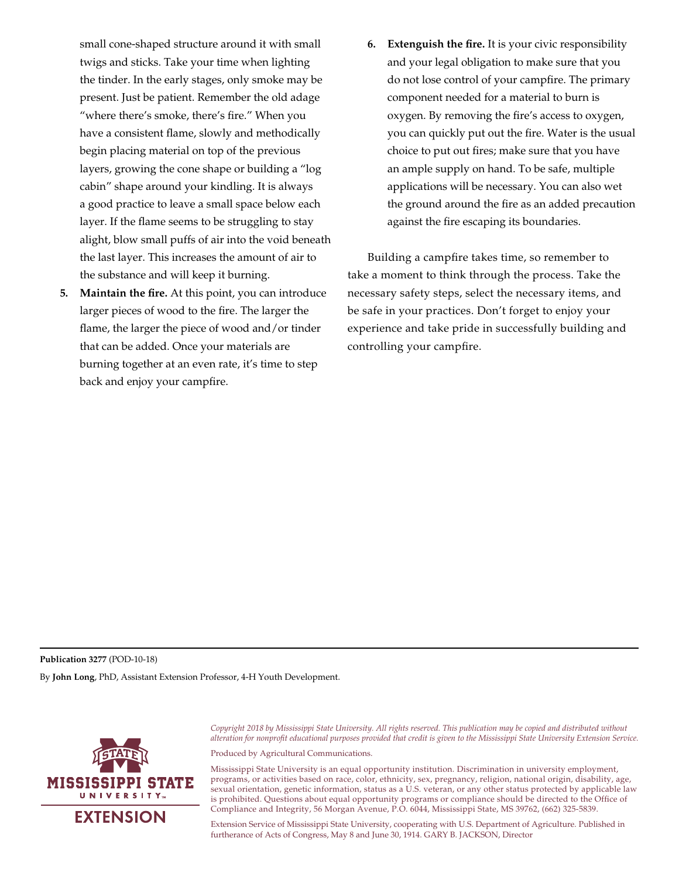small cone-shaped structure around it with small twigs and sticks. Take your time when lighting the tinder. In the early stages, only smoke may be present. Just be patient. Remember the old adage "where there's smoke, there's fire." When you have a consistent flame, slowly and methodically begin placing material on top of the previous layers, growing the cone shape or building a "log cabin" shape around your kindling. It is always a good practice to leave a small space below each layer. If the flame seems to be struggling to stay alight, blow small puffs of air into the void beneath the last layer. This increases the amount of air to the substance and will keep it burning.

5. **Maintain the fire.** At this point, you can introduce larger pieces of wood to the fire. The larger the flame, the larger the piece of wood and/or tinder that can be added. Once your materials are burning together at an even rate, it's time to step back and enjoy your campfire.

6. **Extenguish the fire.** It is your civic responsibility and your legal obligation to make sure that you do not lose control of your campfire. The primary component needed for a material to burn is oxygen. By removing the fire's access to oxygen, you can quickly put out the fire. Water is the usual choice to put out fires; make sure that you have an ample supply on hand. To be safe, multiple applications will be necessary. You can also wet the ground around the fire as an added precaution against the fire escaping its boundaries.

Building a campfire takes time, so remember to take a moment to think through the process. Take the necessary safety steps, select the necessary items, and be safe in your practices. Don't forget to enjoy your experience and take pride in successfully building and controlling your campfire.

---

**Publication 3277** (POD-10-18)

By **John Long**, PhD, Assistant Extension Professor, 4-H Youth Development.

MISSISSIPPI STATE UNIVERSITY™ EXTENSION

*Copyright 2018 by Mississippi State University. All rights reserved. This publication may be copied and distributed without alteration for nonprofit educational purposes provided that credit is given to the Mississippi State University Extension Service.*

Produced by Agricultural Communications.

Mississippi State University is an equal opportunity institution. Discrimination in university employment, programs, or activities based on race, color, ethnicity, sex, pregnancy, religion, national origin, disability, age, sexual orientation, genetic information, status as a U.S. veteran, or any other status protected by applicable law is prohibited. Questions about equal opportunity programs or compliance should be directed to the Office of Compliance and Integrity, 56 Morgan Avenue, P.O. 6044, Mississippi State, MS 39762, (662) 325-5839.

Extension Service of Mississippi State University, cooperating with U.S. Department of Agriculture. Published in furtherance of Acts of Congress, May 8 and June 30, 1914. GARY B. JACKSON, Director